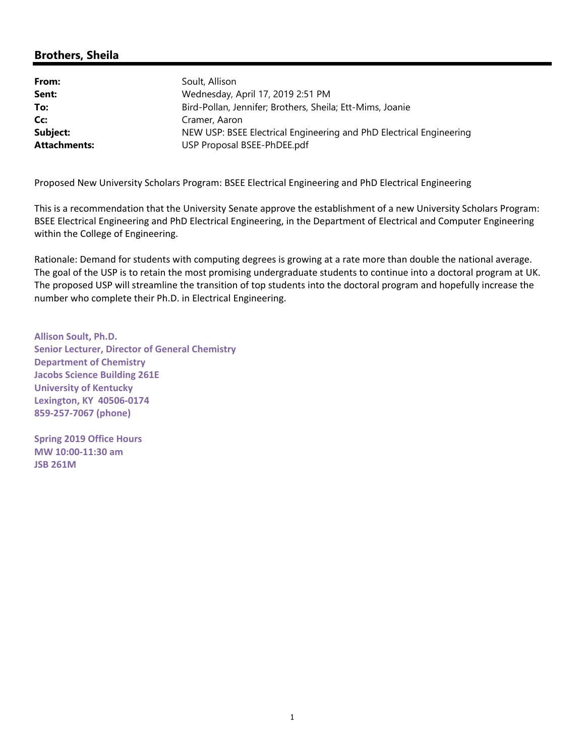## Brothers, Sheila

| | |
|---|---|
| **From:** | Soult, Allison |
| **Sent:** | Wednesday, April 17, 2019 2:51 PM |
| **To:** | Bird-Pollan, Jennifer; Brothers, Sheila; Ett-Mims, Joanie |
| **Cc:** | Cramer, Aaron |
| **Subject:** | NEW USP: BSEE Electrical Engineering and PhD Electrical Engineering |
| **Attachments:** | USP Proposal BSEE-PhDEE.pdf |

Proposed New University Scholars Program: BSEE Electrical Engineering and PhD Electrical Engineering

This is a recommendation that the University Senate approve the establishment of a new University Scholars Program: BSEE Electrical Engineering and PhD Electrical Engineering, in the Department of Electrical and Computer Engineering within the College of Engineering.

Rationale: Demand for students with computing degrees is growing at a rate more than double the national average. The goal of the USP is to retain the most promising undergraduate students to continue into a doctoral program at UK. The proposed USP will streamline the transition of top students into the doctoral program and hopefully increase the number who complete their Ph.D. in Electrical Engineering.

**Allison Soult, Ph.D.**
**Senior Lecturer, Director of General Chemistry**
**Department of Chemistry**
**Jacobs Science Building 261E**
**University of Kentucky**
**Lexington, KY 40506-0174**
**859-257-7067 (phone)**

**Spring 2019 Office Hours**
**MW 10:00-11:30 am**
**JSB 261M**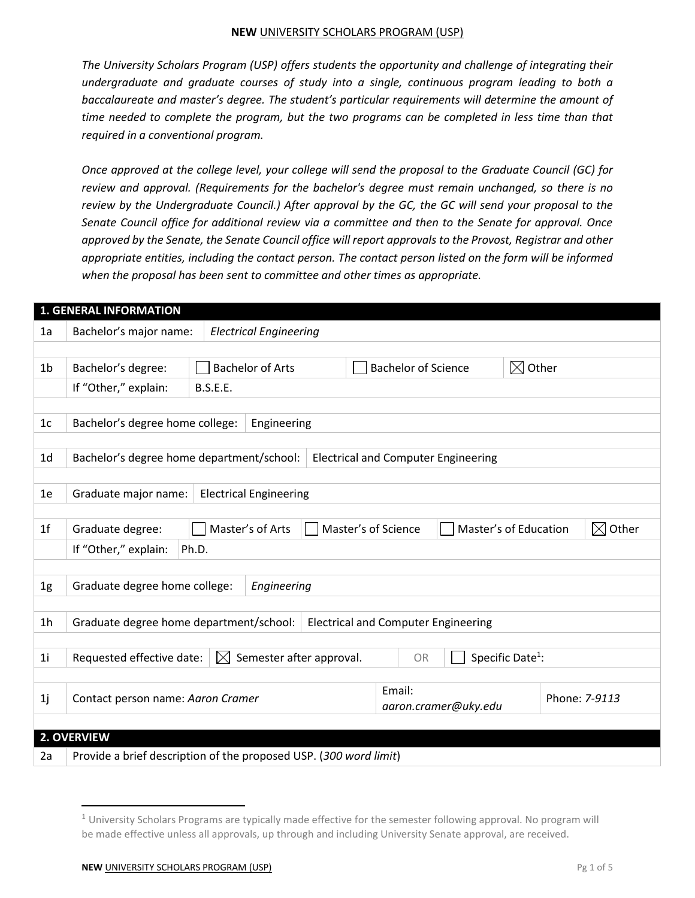**NEW** UNIVERSITY SCHOLARS PROGRAM (USP)

*The University Scholars Program (USP) offers students the opportunity and challenge of integrating their undergraduate and graduate courses of study into a single, continuous program leading to both a baccalaureate and master's degree. The student's particular requirements will determine the amount of time needed to complete the program, but the two programs can be completed in less time than that required in a conventional program.*

*Once approved at the college level, your college will send the proposal to the Graduate Council (GC) for review and approval. (Requirements for the bachelor's degree must remain unchanged, so there is no review by the Undergraduate Council.) After approval by the GC, the GC will send your proposal to the Senate Council office for additional review via a committee and then to the Senate for approval. Once approved by the Senate, the Senate Council office will report approvals to the Provost, Registrar and other appropriate entities, including the contact person. The contact person listed on the form will be informed when the proposal has been sent to committee and other times as appropriate.*

| **1. GENERAL INFORMATION** | | | | |
|---|---|---|---|---|
| 1a | Bachelor's major name: | *Electrical Engineering* | | |
| 1b | Bachelor's degree: | ☐ Bachelor of Arts | ☐ Bachelor of Science | ☒ Other |
| | If "Other," explain: | B.S.E.E. | | |
| 1c | Bachelor's degree home college: | Engineering | | |
| 1d | Bachelor's degree home department/school: | Electrical and Computer Engineering | | |
| 1e | Graduate major name: | Electrical Engineering | | |
| 1f | Graduate degree: | ☐ Master's of Arts ☐ Master's of Science | ☐ Master's of Education | ☒ Other |
| | If "Other," explain: | Ph.D. | | |
| 1g | Graduate degree home college: | *Engineering* | | |
| 1h | Graduate degree home department/school: | Electrical and Computer Engineering | | |
| 1i | Requested effective date: | ☒ Semester after approval. | OR | ☐ Specific Date[1]: |
| 1j | Contact person name: *Aaron Cramer* | Email: *aaron.cramer@uky.edu* | Phone: *7-9113* | |

| **2. OVERVIEW** | |
|---|---|
| 2a | Provide a brief description of the proposed USP. (*300 word limit*) |

[1] University Scholars Programs are typically made effective for the semester following approval. No program will be made effective unless all approvals, up through and including University Senate approval, are received.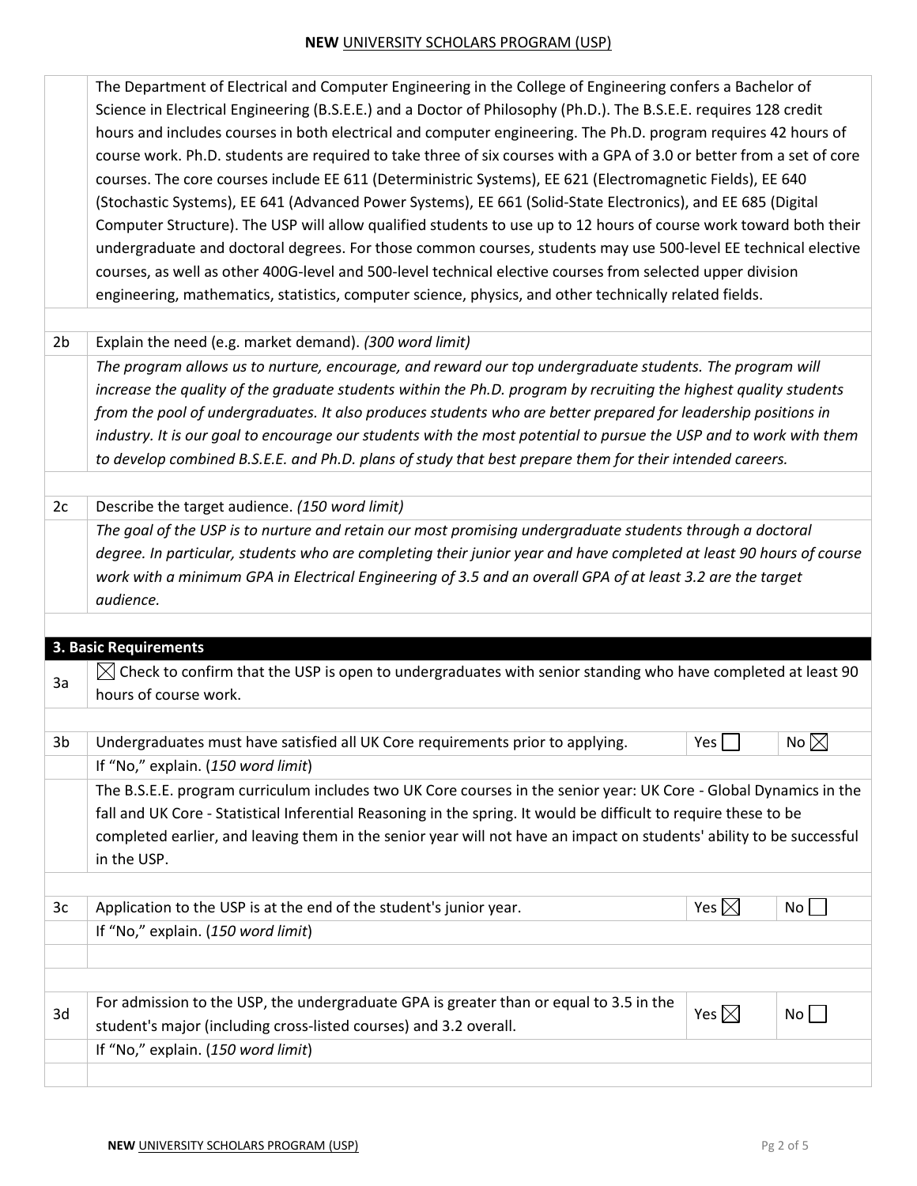The Department of Electrical and Computer Engineering in the College of Engineering confers a Bachelor of Science in Electrical Engineering (B.S.E.E.) and a Doctor of Philosophy (Ph.D.). The B.S.E.E. requires 128 credit hours and includes courses in both electrical and computer engineering. The Ph.D. program requires 42 hours of course work. Ph.D. students are required to take three of six courses with a GPA of 3.0 or better from a set of core courses. The core courses include EE 611 (Deterministic Systems), EE 621 (Electromagnetic Fields), EE 640 (Stochastic Systems), EE 641 (Advanced Power Systems), EE 661 (Solid-State Electronics), and EE 685 (Digital Computer Structure). The USP will allow qualified students to use up to 12 hours of course work toward both their undergraduate and doctoral degrees. For those common courses, students may use 500-level EE technical elective courses, as well as other 400G-level and 500-level technical elective courses from selected upper division engineering, mathematics, statistics, computer science, physics, and other technically related fields.

**2b** Explain the need (e.g. market demand). *(300 word limit)*

*The program allows us to nurture, encourage, and reward our top undergraduate students. The program will increase the quality of the graduate students within the Ph.D. program by recruiting the highest quality students from the pool of undergraduates. It also produces students who are better prepared for leadership positions in industry. It is our goal to encourage our students with the most potential to pursue the USP and to work with them to develop combined B.S.E.E. and Ph.D. plans of study that best prepare them for their intended careers.*

**2c** Describe the target audience. *(150 word limit)*

*The goal of the USP is to nurture and retain our most promising undergraduate students through a doctoral degree. In particular, students who are completing their junior year and have completed at least 90 hours of course work with a minimum GPA in Electrical Engineering of 3.5 and an overall GPA of at least 3.2 are the target audience.*

## 3. Basic Requirements

**3a** ☒ Check to confirm that the USP is open to undergraduates with senior standing who have completed at least 90 hours of course work.

**3b** Undergraduates must have satisfied all UK Core requirements prior to applying. Yes ☐ No ☒

If "No," explain. (*150 word limit*)

The B.S.E.E. program curriculum includes two UK Core courses in the senior year: UK Core - Global Dynamics in the fall and UK Core - Statistical Inferential Reasoning in the spring. It would be difficult to require these to be completed earlier, and leaving them in the senior year will not have an impact on students' ability to be successful in the USP.

**3c** Application to the USP is at the end of the student's junior year. Yes ☒ No ☐

If "No," explain. (*150 word limit*)

**3d** For admission to the USP, the undergraduate GPA is greater than or equal to 3.5 in the student's major (including cross-listed courses) and 3.2 overall. Yes ☒ No ☐

If "No," explain. (*150 word limit*)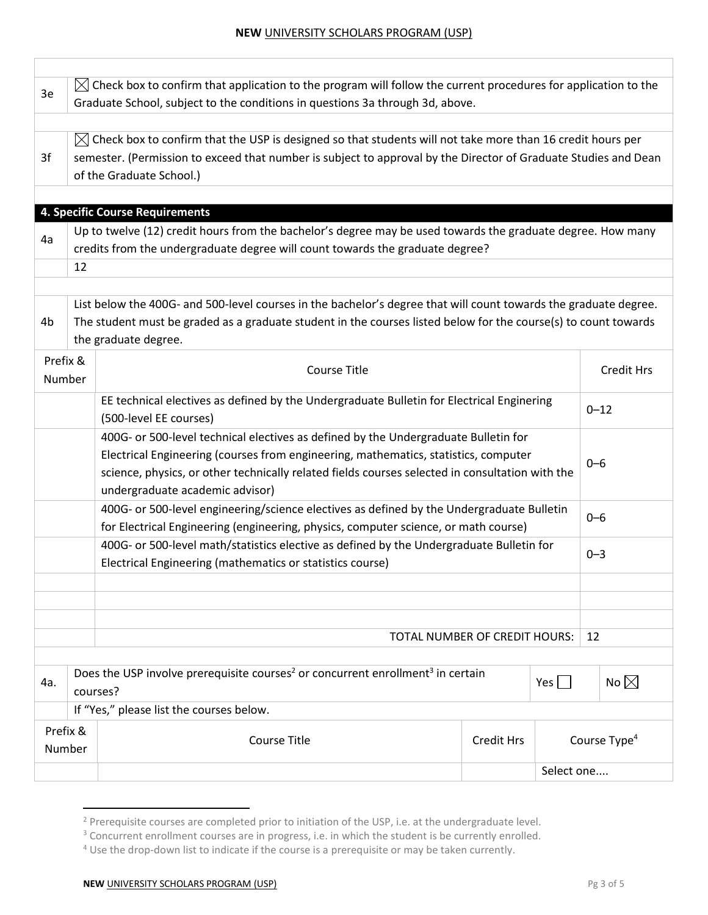| | |
|---|---|
| 3e | ☒ Check box to confirm that application to the program will follow the current procedures for application to the Graduate School, subject to the conditions in questions 3a through 3d, above. |
| 3f | ☒ Check box to confirm that the USP is designed so that students will not take more than 16 credit hours per semester. (Permission to exceed that number is subject to approval by the Director of Graduate Studies and Dean of the Graduate School.) |

## 4. Specific Course Requirements

| | |
|---|---|
| 4a | Up to twelve (12) credit hours from the bachelor's degree may be used towards the graduate degree. How many credits from the undergraduate degree will count towards the graduate degree? |
| | 12 |

| | |
|---|---|
| 4b | List below the 400G- and 500-level courses in the bachelor's degree that will count towards the graduate degree. The student must be graded as a graduate student in the courses listed below for the course(s) to count towards the graduate degree. |

| Prefix & Number | Course Title | Credit Hrs |
|---|---|---|
| | EE technical electives as defined by the Undergraduate Bulletin for Electrical Enginering (500-level EE courses) | 0–12 |
| | 400G- or 500-level technical electives as defined by the Undergraduate Bulletin for Electrical Engineering (courses from engineering, mathematics, statistics, computer science, physics, or other technically related fields courses selected in consultation with the undergraduate academic advisor) | 0–6 |
| | 400G- or 500-level engineering/science electives as defined by the Undergraduate Bulletin for Electrical Engineering (engineering, physics, computer science, or math course) | 0–6 |
| | 400G- or 500-level math/statistics elective as defined by the Undergraduate Bulletin for Electrical Engineering (mathematics or statistics course) | 0–3 |
| | | |
| | | |
| | | |
| | TOTAL NUMBER OF CREDIT HOURS: | 12 |

| | | | |
|---|---|---|---|
| 4a. | Does the USP involve prerequisite courses[2] or concurrent enrollment[3] in certain courses? | Yes ☐ | No ☒ |
| | If "Yes," please list the courses below. | | |

| Prefix & Number | Course Title | Credit Hrs | Course Type[4] |
|---|---|---|---|
| | | | Select one.... |

[2] Prerequisite courses are completed prior to initiation of the USP, i.e. at the undergraduate level.

[3] Concurrent enrollment courses are in progress, i.e. in which the student is be currently enrolled.

[4] Use the drop-down list to indicate if the course is a prerequisite or may be taken currently.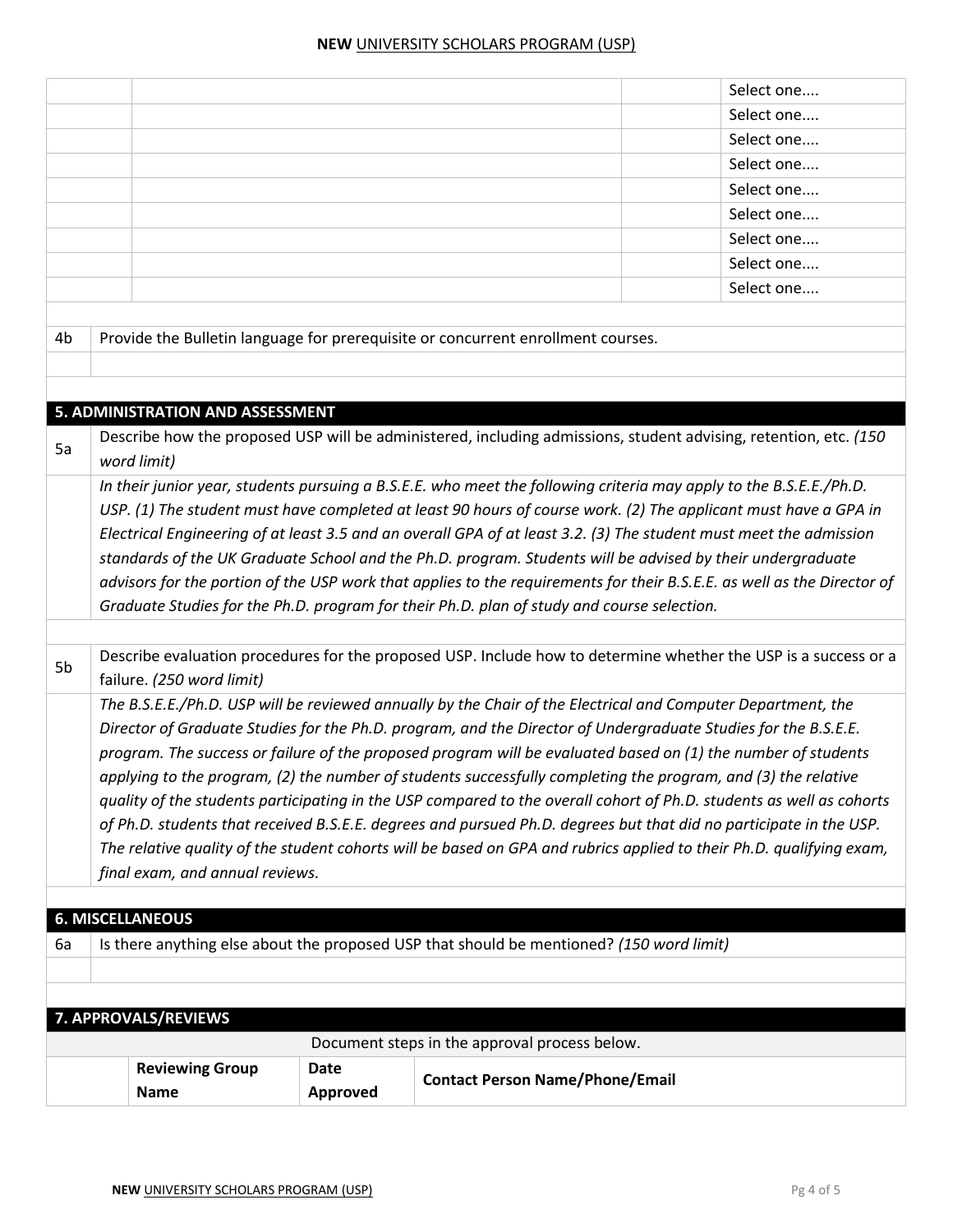| | | | Select one.... |
|---|---|---|---|
| | | | Select one.... |
| | | | Select one.... |
| | | | Select one.... |
| | | | Select one.... |
| | | | Select one.... |
| | | | Select one.... |
| | | | Select one.... |
| | | | Select one.... |

| | |
|---|---|
| 4b | Provide the Bulletin language for prerequisite or concurrent enrollment courses. |
| | |

## 5. ADMINISTRATION AND ASSESSMENT

| | |
|---|---|
| 5a | Describe how the proposed USP will be administered, including admissions, student advising, retention, etc. *(150 word limit)* |
| | *In their junior year, students pursuing a B.S.E.E. who meet the following criteria may apply to the B.S.E.E./Ph.D. USP. (1) The student must have completed at least 90 hours of course work. (2) The applicant must have a GPA in Electrical Engineering of at least 3.5 and an overall GPA of at least 3.2. (3) The student must meet the admission standards of the UK Graduate School and the Ph.D. program. Students will be advised by their undergraduate advisors for the portion of the USP work that applies to the requirements for their B.S.E.E. as well as the Director of Graduate Studies for the Ph.D. program for their Ph.D. plan of study and course selection.* |
| 5b | Describe evaluation procedures for the proposed USP. Include how to determine whether the USP is a success or a failure. *(250 word limit)* |
| | *The B.S.E.E./Ph.D. USP will be reviewed annually by the Chair of the Electrical and Computer Department, the Director of Graduate Studies for the Ph.D. program, and the Director of Undergraduate Studies for the B.S.E.E. program. The success or failure of the proposed program will be evaluated based on (1) the number of students applying to the program, (2) the number of students successfully completing the program, and (3) the relative quality of the students participating in the USP compared to the overall cohort of Ph.D. students as well as cohorts of Ph.D. students that received B.S.E.E. degrees and pursued Ph.D. degrees but that did no participate in the USP. The relative quality of the student cohorts will be based on GPA and rubrics applied to their Ph.D. qualifying exam, final exam, and annual reviews.* |

## 6. MISCELLANEOUS

| | |
|---|---|
| 6a | Is there anything else about the proposed USP that should be mentioned? *(150 word limit)* |
| | |

## 7. APPROVALS/REVIEWS

Document steps in the approval process below.

| | Reviewing Group Name | Date Approved | Contact Person Name/Phone/Email |
|---|---|---|---|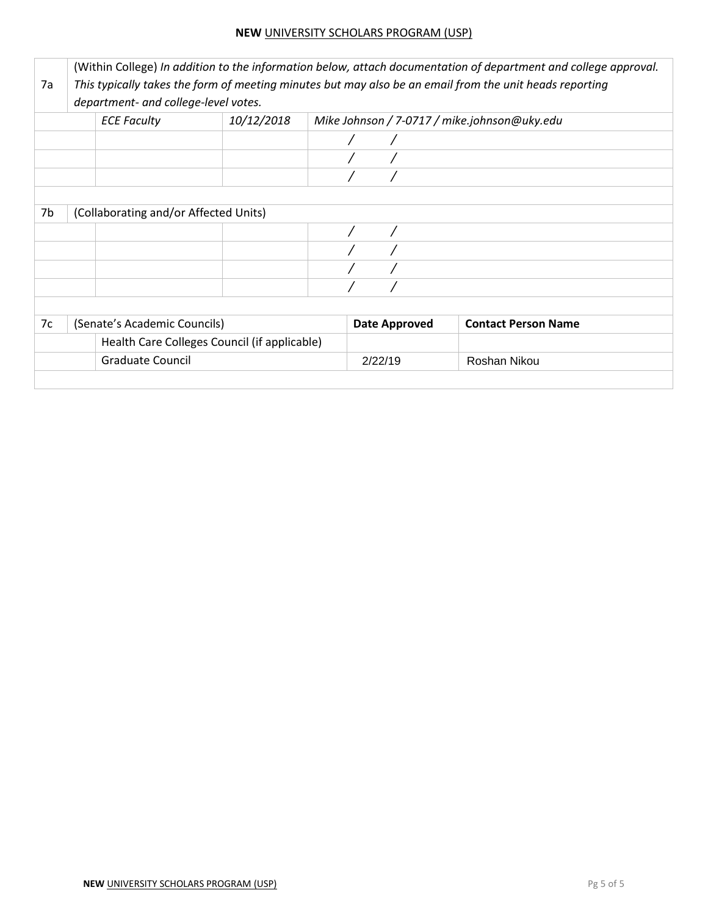| 7a | (Within College) *In addition to the information below, attach documentation of department and college approval. This typically takes the form of meeting minutes but may also be an email from the unit heads reporting department- and college-level votes.* | | |
|---|---|---|---|
| | *ECE Faculty* | *10/12/2018* | *Mike Johnson / 7-0717 / mike.johnson@uky.edu* |
| | | | / / |
| | | | / / |
| | | | / / |
| | | | |
| 7b | (Collaborating and/or Affected Units) | | |
| | | | / / |
| | | | / / |
| | | | / / |
| | | | / / |

| 7c | (Senate's Academic Councils) | **Date Approved** | **Contact Person Name** |
|---|---|---|---|
| | Health Care Colleges Council (if applicable) | | |
| | Graduate Council | 2/22/19 | Roshan Nikou |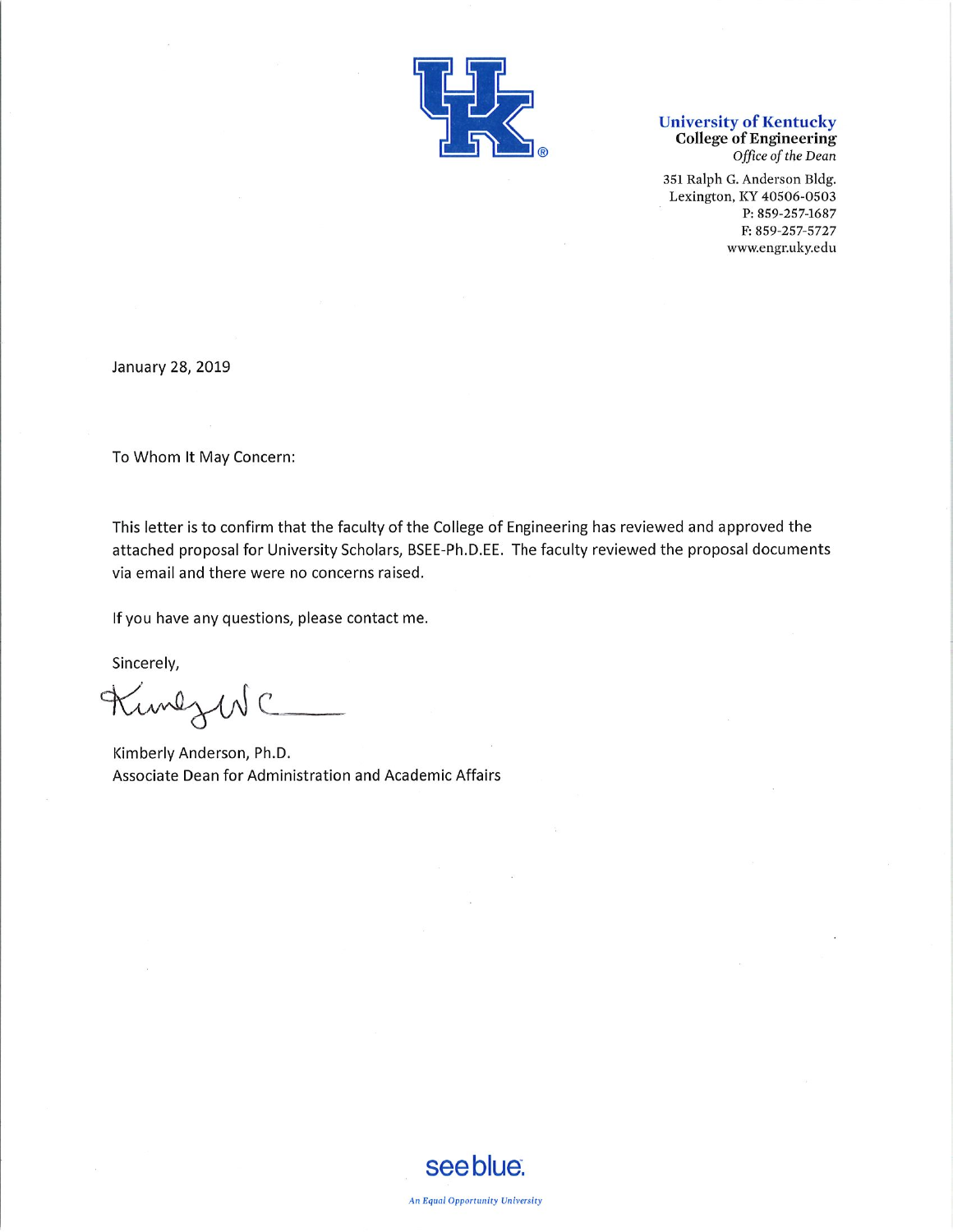**University of Kentucky**
**College of Engineering**
*Office of the Dean*

351 Ralph G. Anderson Bldg.
Lexington, KY 40506-0503
P: 859-257-1687
F: 859-257-5727
www.engr.uky.edu

January 28, 2019

To Whom It May Concern:

This letter is to confirm that the faculty of the College of Engineering has reviewed and approved the attached proposal for University Scholars, BSEE-Ph.D.EE. The faculty reviewed the proposal documents via email and there were no concerns raised.

If you have any questions, please contact me.

Sincerely,

Kimberly Anderson, Ph.D.
Associate Dean for Administration and Academic Affairs

see blue.

*An Equal Opportunity University*